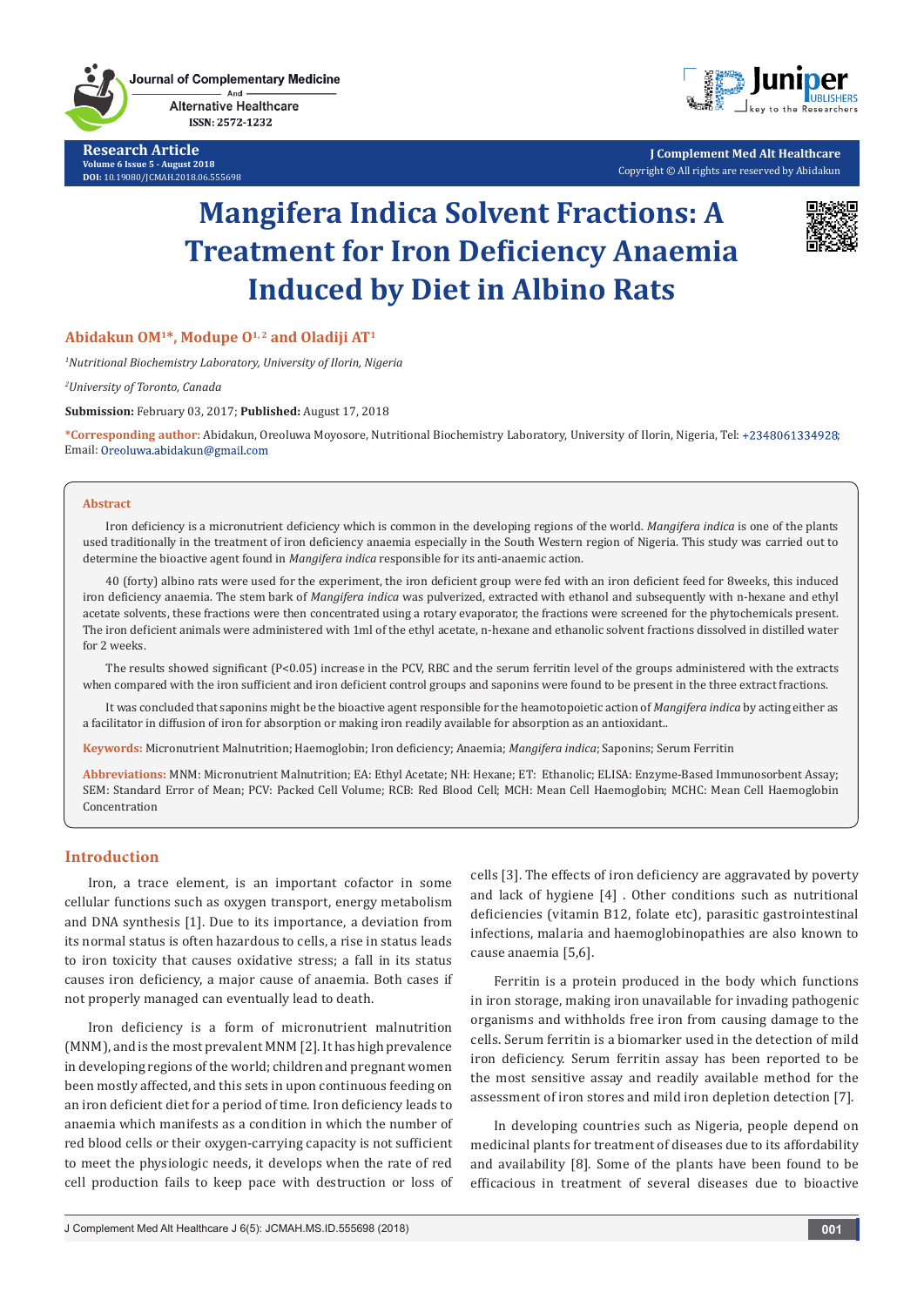# Mangifera Indica Solvent Fractions: A Treatment for Iron Deficiency Anaemia Induced by Diet in Albino Rats

**Abidakun OM[1]*, Modupe O[1,2] and Oladiji AT[1]**

[1]*Nutritional Biochemistry Laboratory, University of Ilorin, Nigeria*

[2]*University of Toronto, Canada*

**Submission:** February 03, 2017; **Published:** August 17, 2018

***Corresponding author:** Abidakun, Oreoluwa Moyosore, Nutritional Biochemistry Laboratory, University of Ilorin, Nigeria, Tel: +2348061334928; Email: Oreoluwa.abidakun@gmail.com

## Abstract

Iron deficiency is a micronutrient deficiency which is common in the developing regions of the world. *Mangifera indica* is one of the plants used traditionally in the treatment of iron deficiency anaemia especially in the South Western region of Nigeria. This study was carried out to determine the bioactive agent found in *Mangifera indica* responsible for its anti-anaemic action.

40 (forty) albino rats were used for the experiment, the iron deficient group were fed with an iron deficient feed for 8weeks, this induced iron deficiency anaemia. The stem bark of *Mangifera indica* was pulverized, extracted with ethanol and subsequently with n-hexane and ethyl acetate solvents, these fractions were then concentrated using a rotary evaporator, the fractions were screened for the phytochemicals present. The iron deficient animals were administered with 1ml of the ethyl acetate, n-hexane and ethanolic solvent fractions dissolved in distilled water for 2 weeks.

The results showed significant ($P<0.05$) increase in the PCV, RBC and the serum ferritin level of the groups administered with the extracts when compared with the iron sufficient and iron deficient control groups and saponins were found to be present in the three extract fractions.

It was concluded that saponins might be the bioactive agent responsible for the heamotopoietic action of *Mangifera indica* by acting either as a facilitator in diffusion of iron for absorption or making iron readily available for absorption as an antioxidant..

**Keywords:** Micronutrient Malnutrition; Haemoglobin; Iron deficiency; Anaemia; *Mangifera indica*; Saponins; Serum Ferritin

**Abbreviations:** MNM: Micronutrient Malnutrition; EA: Ethyl Acetate; NH: Hexane; ET: Ethanolic; ELISA: Enzyme-Based Immunosorbent Assay; SEM: Standard Error of Mean; PCV: Packed Cell Volume; RCB: Red Blood Cell; MCH: Mean Cell Haemoglobin; MCHC: Mean Cell Haemoglobin Concentration

## Introduction

Iron, a trace element, is an important cofactor in some cellular functions such as oxygen transport, energy metabolism and DNA synthesis [1]. Due to its importance, a deviation from its normal status is often hazardous to cells, a rise in status leads to iron toxicity that causes oxidative stress; a fall in its status causes iron deficiency, a major cause of anaemia. Both cases if not properly managed can eventually lead to death.

Iron deficiency is a form of micronutrient malnutrition (MNM), and is the most prevalent MNM [2]. It has high prevalence in developing regions of the world; children and pregnant women been mostly affected, and this sets in upon continuous feeding on an iron deficient diet for a period of time. Iron deficiency leads to anaemia which manifests as a condition in which the number of red blood cells or their oxygen-carrying capacity is not sufficient to meet the physiologic needs, it develops when the rate of red cell production fails to keep pace with destruction or loss of cells [3]. The effects of iron deficiency are aggravated by poverty and lack of hygiene [4] . Other conditions such as nutritional deficiencies (vitamin B12, folate etc), parasitic gastrointestinal infections, malaria and haemoglobinopathies are also known to cause anaemia [5,6].

Ferritin is a protein produced in the body which functions in iron storage, making iron unavailable for invading pathogenic organisms and withholds free iron from causing damage to the cells. Serum ferritin is a biomarker used in the detection of mild iron deficiency. Serum ferritin assay has been reported to be the most sensitive assay and readily available method for the assessment of iron stores and mild iron depletion detection [7].

In developing countries such as Nigeria, people depend on medicinal plants for treatment of diseases due to its affordability and availability [8]. Some of the plants have been found to be efficacious in treatment of several diseases due to bioactive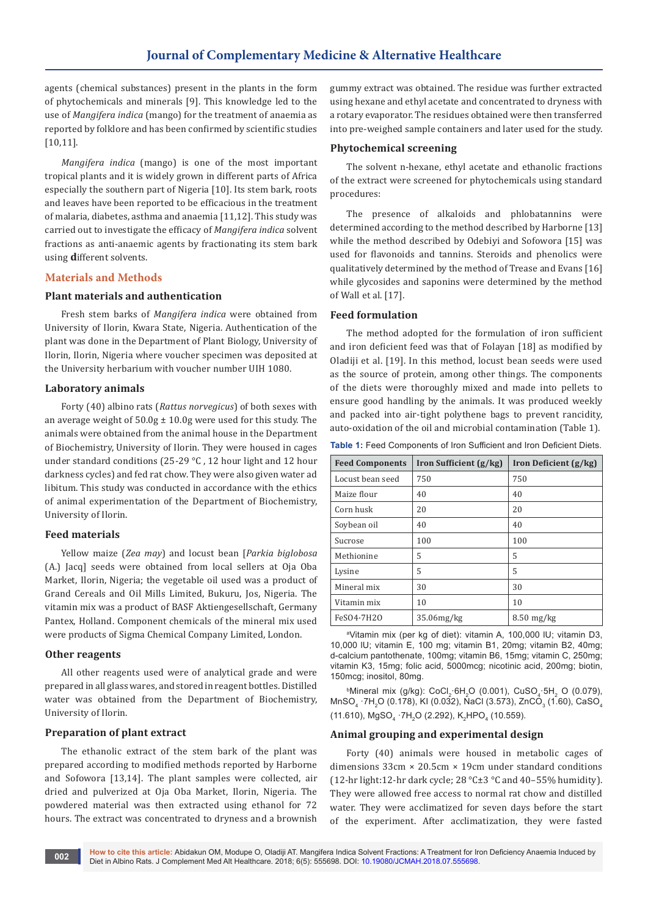agents (chemical substances) present in the plants in the form of phytochemicals and minerals [9]. This knowledge led to the use of *Mangifera indica* (mango) for the treatment of anaemia as reported by folklore and has been confirmed by scientific studies [10,11].

*Mangifera indica* (mango) is one of the most important tropical plants and it is widely grown in different parts of Africa especially the southern part of Nigeria [10]. Its stem bark, roots and leaves have been reported to be efficacious in the treatment of malaria, diabetes, asthma and anaemia [11,12]. This study was carried out to investigate the efficacy of *Mangifera indica* solvent fractions as anti-anaemic agents by fractionating its stem bark using different solvents.

## Materials and Methods

### Plant materials and authentication

Fresh stem barks of *Mangifera indica* were obtained from University of Ilorin, Kwara State, Nigeria. Authentication of the plant was done in the Department of Plant Biology, University of Ilorin, Ilorin, Nigeria where voucher specimen was deposited at the University herbarium with voucher number UIH 1080.

### Laboratory animals

Forty (40) albino rats (*Rattus norvegicus*) of both sexes with an average weight of 50.0g ± 10.0g were used for this study. The animals were obtained from the animal house in the Department of Biochemistry, University of Ilorin. They were housed in cages under standard conditions (25-29 °C , 12 hour light and 12 hour darkness cycles) and fed rat chow. They were also given water ad libitum. This study was conducted in accordance with the ethics of animal experimentation of the Department of Biochemistry, University of Ilorin.

### Feed materials

Yellow maize (*Zea may*) and locust bean [*Parkia biglobosa* (A.) Jacq] seeds were obtained from local sellers at Oja Oba Market, Ilorin, Nigeria; the vegetable oil used was a product of Grand Cereals and Oil Mills Limited, Bukuru, Jos, Nigeria. The vitamin mix was a product of BASF Aktiengesellschaft, Germany Pantex, Holland. Component chemicals of the mineral mix used were products of Sigma Chemical Company Limited, London.

### Other reagents

All other reagents used were of analytical grade and were prepared in all glass wares, and stored in reagent bottles. Distilled water was obtained from the Department of Biochemistry, University of Ilorin.

### Preparation of plant extract

The ethanolic extract of the stem bark of the plant was prepared according to modified methods reported by Harborne and Sofowora [13,14]. The plant samples were collected, air dried and pulverized at Oja Oba Market, Ilorin, Nigeria. The powdered material was then extracted using ethanol for 72 hours. The extract was concentrated to dryness and a brownish gummy extract was obtained. The residue was further extracted using hexane and ethyl acetate and concentrated to dryness with a rotary evaporator. The residues obtained were then transferred into pre-weighed sample containers and later used for the study.

### Phytochemical screening

The solvent n-hexane, ethyl acetate and ethanolic fractions of the extract were screened for phytochemicals using standard procedures:

The presence of alkaloids and phlobatannins were determined according to the method described by Harborne [13] while the method described by Odebiyi and Sofowora [15] was used for flavonoids and tannins. Steroids and phenolics were qualitatively determined by the method of Trease and Evans [16] while glycosides and saponins were determined by the method of Wall et al. [17].

### Feed formulation

The method adopted for the formulation of iron sufficient and iron deficient feed was that of Folayan [18] as modified by Oladiji et al. [19]. In this method, locust bean seeds were used as the source of protein, among other things. The components of the diets were thoroughly mixed and made into pellets to ensure good handling by the animals. It was produced weekly and packed into air-tight polythene bags to prevent rancidity, auto-oxidation of the oil and microbial contamination (Table 1).

**Table 1:** Feed Components of Iron Sufficient and Iron Deficient Diets.

| Feed Components | Iron Sufficient (g/kg) | Iron Deficient (g/kg) |
|---|---|---|
| Locust bean seed | 750 | 750 |
| Maize flour | 40 | 40 |
| Corn husk | 20 | 20 |
| Soybean oil | 40 | 40 |
| Sucrose | 100 | 100 |
| Methionine | 5 | 5 |
| Lysine | 5 | 5 |
| Mineral mix | 30 | 30 |
| Vitamin mix | 10 | 10 |
| $FeSO_4 \cdot 7H_2O$ | 35.06mg/kg | 8.50 mg/kg |

[a]Vitamin mix (per kg of diet): vitamin A, 100,000 IU; vitamin D3, 10,000 IU; vitamin E, 100 mg; vitamin B1, 20mg; vitamin B2, 40mg; d-calcium pantothenate, 100mg; vitamin B6, 15mg; vitamin C, 250mg; vitamin K3, 15mg; folic acid, 5000mcg; nicotinic acid, 200mg; biotin, 150mcg; inositol, 80mg.

[b]Mineral mix (g/kg): $CoCl_2 \cdot 6H_2O$ (0.001), $CuSO_4 \cdot 5H_2O$ (0.079), $MnSO_4 \cdot 7H_2O$ (0.178), KI (0.032), NaCl (3.573), $ZnCO_3$ (1.60), $CaSO_4$ (11.610), $MgSO_4 \cdot 7H_2O$ (2.292), $K_2HPO_4$ (10.559).

### Animal grouping and experimental design

Forty (40) animals were housed in metabolic cages of dimensions 33cm × 20.5cm × 19cm under standard conditions (12-hr light:12-hr dark cycle; 28 °C±3 °C and 40–55% humidity). They were allowed free access to normal rat chow and distilled water. They were acclimatized for seven days before the start of the experiment. After acclimatization, they were fasted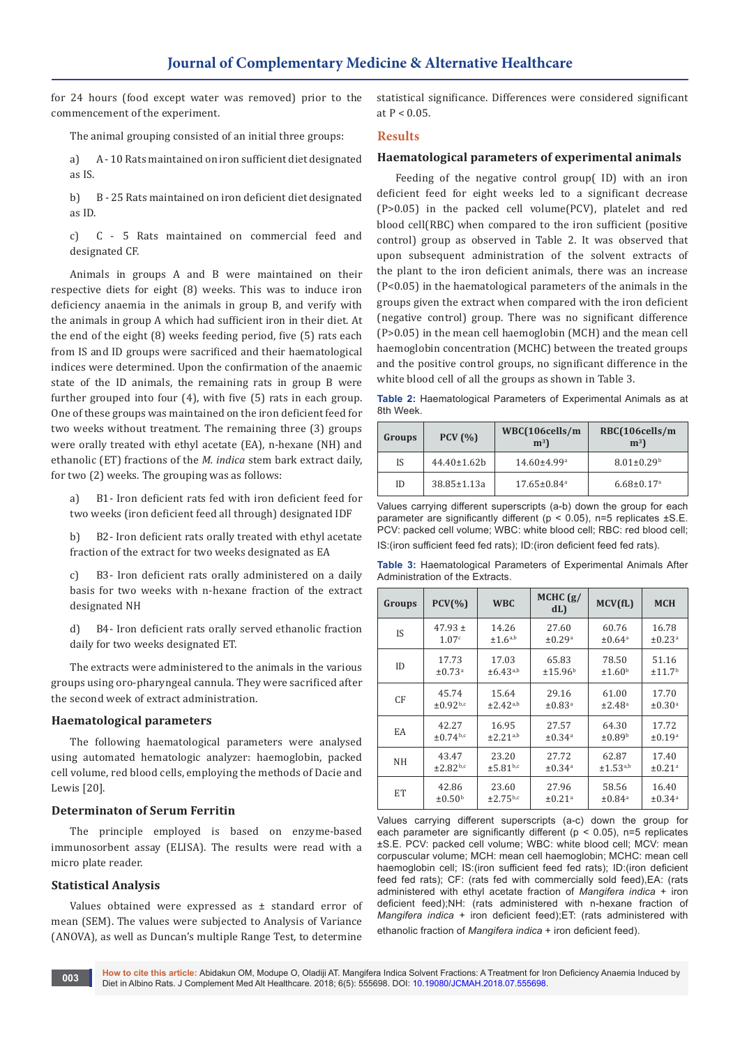for 24 hours (food except water was removed) prior to the commencement of the experiment.

The animal grouping consisted of an initial three groups:

a) A - 10 Rats maintained on iron sufficient diet designated as IS.

b) B - 25 Rats maintained on iron deficient diet designated as ID.

c) C - 5 Rats maintained on commercial feed and designated CF.

Animals in groups A and B were maintained on their respective diets for eight (8) weeks. This was to induce iron deficiency anaemia in the animals in group B, and verify with the animals in group A which had sufficient iron in their diet. At the end of the eight (8) weeks feeding period, five (5) rats each from IS and ID groups were sacrificed and their haematological indices were determined. Upon the confirmation of the anaemic state of the ID animals, the remaining rats in group B were further grouped into four (4), with five (5) rats in each group. One of these groups was maintained on the iron deficient feed for two weeks without treatment. The remaining three (3) groups were orally treated with ethyl acetate (EA), n-hexane (NH) and ethanolic (ET) fractions of the *M. indica* stem bark extract daily, for two (2) weeks. The grouping was as follows:

a) B1- Iron deficient rats fed with iron deficient feed for two weeks (iron deficient feed all through) designated IDF

b) B2- Iron deficient rats orally treated with ethyl acetate fraction of the extract for two weeks designated as EA

c) B3- Iron deficient rats orally administered on a daily basis for two weeks with n-hexane fraction of the extract designated NH

d) B4- Iron deficient rats orally served ethanolic fraction daily for two weeks designated ET.

The extracts were administered to the animals in the various groups using oro-pharyngeal cannula. They were sacrificed after the second week of extract administration.

### Haematological parameters

The following haematological parameters were analysed using automated hematologic analyzer: haemoglobin, packed cell volume, red blood cells, employing the methods of Dacie and Lewis [20].

### Determinaton of Serum Ferritin

The principle employed is based on enzyme-based immunosorbent assay (ELISA). The results were read with a micro plate reader.

### Statistical Analysis

Values obtained were expressed as ± standard error of mean (SEM). The values were subjected to Analysis of Variance (ANOVA), as well as Duncan's multiple Range Test, to determine statistical significance. Differences were considered significant at $P < 0.05$.

## Results

### Haematological parameters of experimental animals

Feeding of the negative control group( ID) with an iron deficient feed for eight weeks led to a significant decrease ($P>0.05$) in the packed cell volume(PCV), platelet and red blood cell(RBC) when compared to the iron sufficient (positive control) group as observed in Table 2. It was observed that upon subsequent administration of the solvent extracts of the plant to the iron deficient animals, there was an increase ($P<0.05$) in the haematological parameters of the animals in the groups given the extract when compared with the iron deficient (negative control) group. There was no significant difference ($P>0.05$) in the mean cell haemoglobin (MCH) and the mean cell haemoglobin concentration (MCHC) between the treated groups and the positive control groups, no significant difference in the white blood cell of all the groups as shown in Table 3.

**Table 2:** Haematological Parameters of Experimental Animals as at 8th Week.

| Groups | PCV (%) | WBC(106cells/m m³) | RBC(106cells/m m³) |
|---|---|---|---|
| IS | 44.40±1.62b | 14.60±4.99ᵃ | 8.01±0.29ᵇ |
| ID | 38.85±1.13a | 17.65±0.84ᵃ | 6.68±0.17ᵃ |

Values carrying different superscripts (a-b) down the group for each parameter are significantly different ($p < 0.05$), n=5 replicates ±S.E. PCV: packed cell volume; WBC: white blood cell; RBC: red blood cell; IS:(iron sufficient feed fed rats); ID:(iron deficient feed fed rats).

**Table 3:** Haematological Parameters of Experimental Animals After Administration of the Extracts.

| Groups | PCV(%) | WBC | MCHC (g/dL) | MCV(fL) | MCH |
|---|---|---|---|---|---|
| IS | 47.93 ± 1.07ᶜ | 14.26 ±1.6ᵃ,ᵇ | 27.60 ±0.29ᵃ | 60.76 ±0.64ᵃ | 16.78 ±0.23ᵃ |
| ID | 17.73 ±0.73ᵃ | 17.03 ±6.43ᵃ,ᵇ | 65.83 ±15.96ᵇ | 78.50 ±1.60ᵇ | 51.16 ±11.7ᵇ |
| CF | 45.74 ±0.92ᵇ,ᶜ | 15.64 ±2.42ᵃ,ᵇ | 29.16 ±0.83ᵃ | 61.00 ±2.48ᵃ | 17.70 ±0.30ᵃ |
| EA | 42.27 ±0.74ᵇ,ᶜ | 16.95 ±2.21ᵃ,ᵇ | 27.57 ±0.34ᵃ | 64.30 ±0.89ᵇ | 17.72 ±0.19ᵃ |
| NH | 43.47 ±2.82ᵇ,ᶜ | 23.20 ±5.81ᵇ,ᶜ | 27.72 ±0.34ᵃ | 62.87 ±1.53ᵃ,ᵇ | 17.40 ±0.21ᵃ |
| ET | 42.86 ±0.50ᵇ | 23.60 ±2.75ᵇ,ᶜ | 27.96 ±0.21ᵃ | 58.56 ±0.84ᵃ | 16.40 ±0.34ᵃ |

Values carrying different superscripts (a-c) down the group for each parameter are significantly different ($p < 0.05$), n=5 replicates ±S.E. PCV: packed cell volume; WBC: white blood cell; MCV: mean corpuscular volume; MCH: mean cell haemoglobin; MCHC: mean cell haemoglobin concentration; IS:(iron sufficient feed fed rats); ID:(iron deficient feed fed rats); CF: (rats fed with commercially sold feed),EA: (rats administered with ethyl acetate fraction of *Mangifera indica* + iron deficient feed);NH: (rats administered with n-hexane fraction of *Mangifera indica* + iron deficient feed);ET: (rats administered with ethanolic fraction of *Mangifera indica* + iron deficient feed).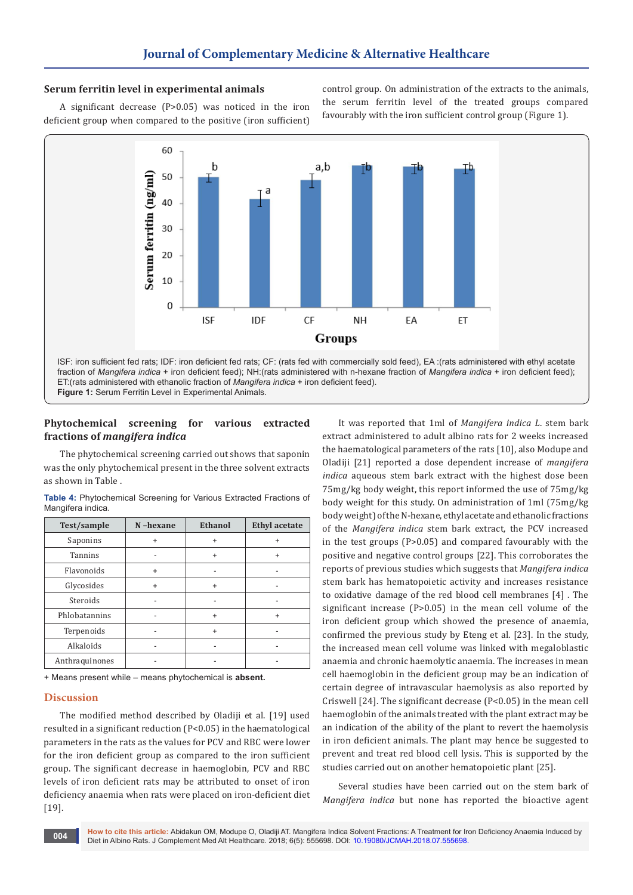### Serum ferritin level in experimental animals

A significant decrease (P>0.05) was noticed in the iron deficient group when compared to the positive (iron sufficient) control group. On administration of the extracts to the animals, the serum ferritin level of the treated groups compared favourably with the iron sufficient control group (Figure 1).

ISF: iron sufficient fed rats; IDF: iron deficient fed rats; CF: (rats fed with commercially sold feed), EA :(rats administered with ethyl acetate fraction of *Mangifera indica* + iron deficient feed); NH:(rats administered with n-hexane fraction of *Mangifera indica* + iron deficient feed); ET:(rats administered with ethanolic fraction of *Mangifera indica* + iron deficient feed).

**Figure 1:** Serum Ferritin Level in Experimental Animals.

### Phytochemical screening for various extracted fractions of *mangifera indica*

The phytochemical screening carried out shows that saponin was the only phytochemical present in the three solvent extracts as shown in Table .

**Table 4:** Phytochemical Screening for Various Extracted Fractions of Mangifera indica.

| Test/sample | N -hexane | Ethanol | Ethyl acetate |
|---|---|---|---|
| Saponins | + | + | + |
| Tannins | - | + | + |
| Flavonoids | + | - | - |
| Glycosides | + | + | - |
| Steroids | - | - | - |
| Phlobatannins | - | + | + |
| Terpenoids | - | + | - |
| Alkaloids | - | - | - |
| Anthraquinones | - | - | - |

+ Means present while – means phytochemical is **absent.**

## Discussion

The modified method described by Oladiji et al. [19] used resulted in a significant reduction (P<0.05) in the haematological parameters in the rats as the values for PCV and RBC were lower for the iron deficient group as compared to the iron sufficient group. The significant decrease in haemoglobin, PCV and RBC levels of iron deficient rats may be attributed to onset of iron deficiency anaemia when rats were placed on iron-deficient diet [19].

It was reported that 1ml of *Mangifera indica L.* stem bark extract administered to adult albino rats for 2 weeks increased the haematological parameters of the rats [10], also Modupe and Oladiji [21] reported a dose dependent increase of *mangifera indica* aqueous stem bark extract with the highest dose been 75mg/kg body weight, this report informed the use of 75mg/kg body weight for this study. On administration of 1ml (75mg/kg body weight) of the N-hexane, ethyl acetate and ethanolic fractions of the *Mangifera indica* stem bark extract, the PCV increased in the test groups (P>0.05) and compared favourably with the positive and negative control groups [22]. This corroborates the reports of previous studies which suggests that *Mangifera indica* stem bark has hematopoietic activity and increases resistance to oxidative damage of the red blood cell membranes [4] . The significant increase (P>0.05) in the mean cell volume of the iron deficient group which showed the presence of anaemia, confirmed the previous study by Eteng et al. [23]. In the study, the increased mean cell volume was linked with megaloblastic anaemia and chronic haemolytic anaemia. The increases in mean cell haemoglobin in the deficient group may be an indication of certain degree of intravascular haemolysis as also reported by Criswell [24]. The significant decrease (P<0.05) in the mean cell haemoglobin of the animals treated with the plant extract may be an indication of the ability of the plant to revert the haemolysis in iron deficient animals. The plant may hence be suggested to prevent and treat red blood cell lysis. This is supported by the studies carried out on another hematopoietic plant [25].

Several studies have been carried out on the stem bark of *Mangifera indica* but none has reported the bioactive agent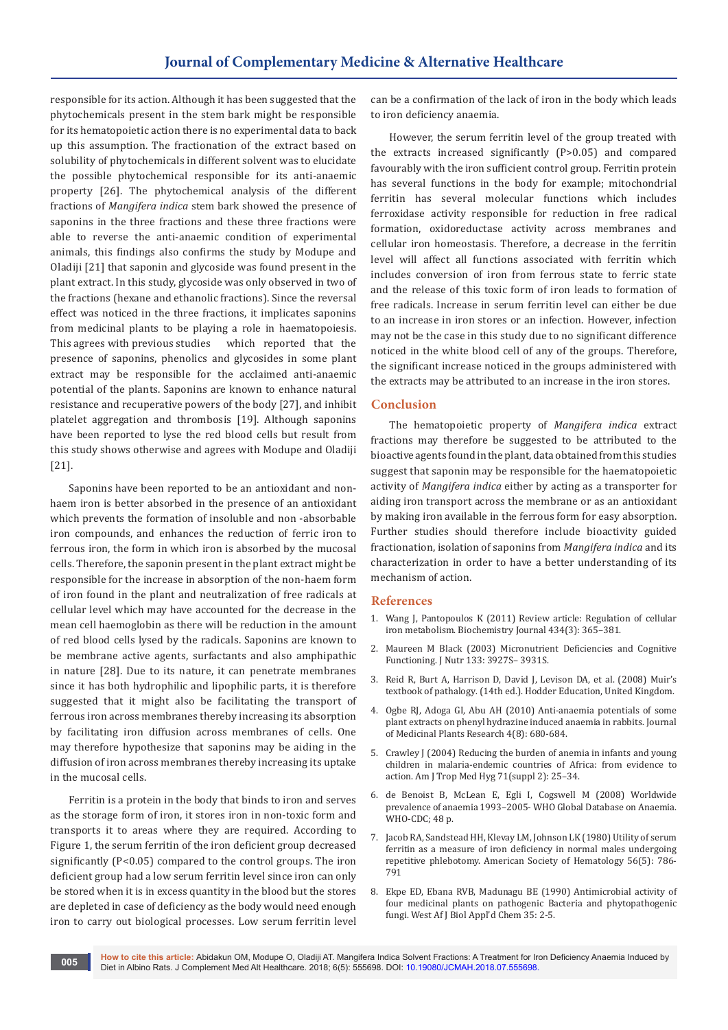responsible for its action. Although it has been suggested that the phytochemicals present in the stem bark might be responsible for its hematopoietic action there is no experimental data to back up this assumption. The fractionation of the extract based on solubility of phytochemicals in different solvent was to elucidate the possible phytochemical responsible for its anti-anaemic property [26]. The phytochemical analysis of the different fractions of *Mangifera indica* stem bark showed the presence of saponins in the three fractions and these three fractions were able to reverse the anti-anaemic condition of experimental animals, this findings also confirms the study by Modupe and Oladiji [21] that saponin and glycoside was found present in the plant extract. In this study, glycoside was only observed in two of the fractions (hexane and ethanolic fractions). Since the reversal effect was noticed in the three fractions, it implicates saponins from medicinal plants to be playing a role in haematopoiesis. This agrees with previous studies which reported that the presence of saponins, phenolics and glycosides in some plant extract may be responsible for the acclaimed anti-anaemic potential of the plants. Saponins are known to enhance natural resistance and recuperative powers of the body [27], and inhibit platelet aggregation and thrombosis [19]. Although saponins have been reported to lyse the red blood cells but result from this study shows otherwise and agrees with Modupe and Oladiji [21].

Saponins have been reported to be an antioxidant and non-haem iron is better absorbed in the presence of an antioxidant which prevents the formation of insoluble and non -absorbable iron compounds, and enhances the reduction of ferric iron to ferrous iron, the form in which iron is absorbed by the mucosal cells. Therefore, the saponin present in the plant extract might be responsible for the increase in absorption of the non-haem form of iron found in the plant and neutralization of free radicals at cellular level which may have accounted for the decrease in the mean cell haemoglobin as there will be reduction in the amount of red blood cells lysed by the radicals. Saponins are known to be membrane active agents, surfactants and also amphipathic in nature [28]. Due to its nature, it can penetrate membranes since it has both hydrophilic and lipophilic parts, it is therefore suggested that it might also be facilitating the transport of ferrous iron across membranes thereby increasing its absorption by facilitating iron diffusion across membranes of cells. One may therefore hypothesize that saponins may be aiding in the diffusion of iron across membranes thereby increasing its uptake in the mucosal cells.

Ferritin is a protein in the body that binds to iron and serves as the storage form of iron, it stores iron in non-toxic form and transports it to areas where they are required. According to Figure 1, the serum ferritin of the iron deficient group decreased significantly ($P<0.05$) compared to the control groups. The iron deficient group had a low serum ferritin level since iron can only be stored when it is in excess quantity in the blood but the stores are depleted in case of deficiency as the body would need enough iron to carry out biological processes. Low serum ferritin level can be a confirmation of the lack of iron in the body which leads to iron deficiency anaemia.

However, the serum ferritin level of the group treated with the extracts increased significantly ($P>0.05$) and compared favourably with the iron sufficient control group. Ferritin protein has several functions in the body for example; mitochondrial ferritin has several molecular functions which includes ferroxidase activity responsible for reduction in free radical formation, oxidoreductase activity across membranes and cellular iron homeostasis. Therefore, a decrease in the ferritin level will affect all functions associated with ferritin which includes conversion of iron from ferrous state to ferric state and the release of this toxic form of iron leads to formation of free radicals. Increase in serum ferritin level can either be due to an increase in iron stores or an infection. However, infection may not be the case in this study due to no significant difference noticed in the white blood cell of any of the groups. Therefore, the significant increase noticed in the groups administered with the extracts may be attributed to an increase in the iron stores.

## Conclusion

The hematopoietic property of *Mangifera indica* extract fractions may therefore be suggested to be attributed to the bioactive agents found in the plant, data obtained from this studies suggest that saponin may be responsible for the haematopoietic activity of *Mangifera indica* either by acting as a transporter for aiding iron transport across the membrane or as an antioxidant by making iron available in the ferrous form for easy absorption. Further studies should therefore include bioactivity guided fractionation, isolation of saponins from *Mangifera indica* and its characterization in order to have a better understanding of its mechanism of action.

## References

1. Wang J, Pantopoulos K (2011) Review article: Regulation of cellular iron metabolism. Biochemistry Journal 434(3): 365–381.
2. Maureen M Black (2003) Micronutrient Deficiencies and Cognitive Functioning. J Nutr 133: 3927S– 3931S.
3. Reid R, Burt A, Harrison D, David J, Levison DA, et al. (2008) Muir's textbook of pathology. (14th ed.). Hodder Education, United Kingdom.
4. Ogbe RJ, Adoga GI, Abu AH (2010) Anti-anaemia potentials of some plant extracts on phenyl hydrazine induced anaemia in rabbits. Journal of Medicinal Plants Research 4(8): 680-684.
5. Crawley J (2004) Reducing the burden of anemia in infants and young children in malaria-endemic countries of Africa: from evidence to action. Am J Trop Med Hyg 71(suppl 2): 25–34.
6. de Benoist B, McLean E, Egli I, Cogswell M (2008) Worldwide prevalence of anaemia 1993–2005- WHO Global Database on Anaemia. WHO-CDC; 48 p.
7. Jacob RA, Sandstead HH, Klevay LM, Johnson LK (1980) Utility of serum ferritin as a measure of iron deficiency in normal males undergoing repetitive phlebotomy. American Society of Hematology 56(5): 786-791
8. Ekpe ED, Ebana RVB, Madunagu BE (1990) Antimicrobial activity of four medicinal plants on pathogenic Bacteria and phytopathogenic fungi. West Af J Biol Appl'd Chem 35: 2-5.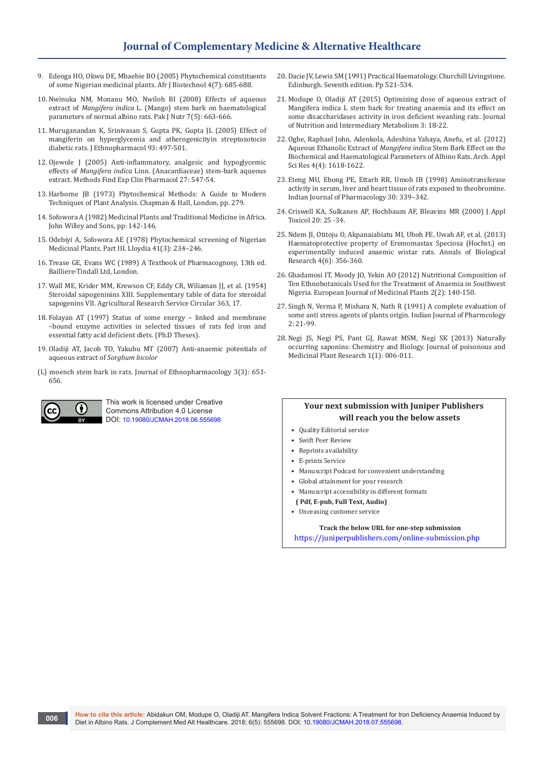9. Edeoga HO, Okwu DE, Mbaebie BO (2005) Phytochemical constituents of some Nigerian medicinal plants. Afr J Biotechnol 4(7): 685-688.
10. Nwinuka NM, Monanu MO, Nwiloh BI (2008) Effects of aqueous extract of *Mangifera indica* L. (Mango) stem bark on haematological parameters of normal albino rats. Pak J Nutr 7(5): 663-666.
11. Muruganandan K, Srinivasan S, Gupta PK, Gupta JL (2005) Effect of mangiferin on hyperglycemia and atherogenicityin streptozotocin diabetic rats. J Ethnopharmacol 93: 497-501.
12. Ojewole J (2005) Anti-inflammatory, analgesic and hypoglycemic effects of *Mangifera indica* Linn. (Anacardiaceae) stem-bark aqueous extract. Methods Find Exp Clin Pharmacol 27: 547-54.
13. Harborne JB (1973) Phytochemical Methods: A Guide to Modern Techniques of Plant Analysis. Chapman & Hall, London, pp. 279.
14. Sofowora A (1982) Medicinal Plants and Traditional Medicine in Africa. John Willey and Sons, pp: 142-146.
15. Odebiyi A, Sofowora AE (1978) Phytochemical screening of Nigerian Medicinal Plants. Part III. Lloydia 41(3): 234–246.
16. Trease GE, Evans WC (1989) A Textbook of Pharmacognosy, 13th ed. Bailliere-Tindall Ltd, London.
17. Wall ME, Krider MM, Krewson CF, Eddy CR, Wiliaman JJ, et al. (1954) Steroidal sapogeninins XIII. Supplementary table of data for steroidal sapogenins VII. Agricultural Research Service Circular 363, 17.
18. Folayan AT (1997) Status of some energy – linked and membrane –bound enzyme activities in selected tissues of rats fed iron and essential fatty acid deficient diets. (Ph.D Theses).
19. Oladiji AT, Jacob TO, Yakubu MT (2007) Anti-anaemic potentials of aqueous extract of *Sorghum bicolor*

(L) moench stem bark in rats. Journal of Ethnopharmacology 3(3): 651-656.

20. Dacie JV, Lewis SM (1991) Practical Haematology. Churchill Livingstone. Edinburgh. Seventh edition. Pp 521-534.
21. Modupe O, Oladiji AT (2015) Optimizing dose of aqueous extract of Mangifera indica L stem bark for treating anaemia and its effect on some disaccharidases activity in iron deficient weanling rats. Journal of Nutrition and Intermediary Metabolism 3: 18-22.
22. Ogbe, Raphael John, Adenkola, Adeshina Yahaya, Anefu, et al. (2012) Aqueous Ethanolic Extract of *Mangifera indica* Stem Bark Effect on the Biochemical and Haematological Parameters of Albino Rats. Arch. Appl Sci Res 4(4): 1618-1622.
23. Eteng MU, Ebong PE, Ettarh RR, Umoh IB (1998) Aminotransferase activity in serum, liver and heart tissue of rats exposed to theobromine. Indian Journal of Pharmacology 30: 339–342.
24. Criswell KA, Sulkanen AP, Hochbaum AF, Bleavins MR (2000) J Appl Toxicol 20: 25 -34.
25. Ndem JI, Otitoju O, Akpanaiabiatu MI, Uboh FE, Uwah AF, et al. (2013) Haematoprotective property of Eremomastax Speciosa (Hochst.) on experimentally induced anaemic wistar rats. Annals of Biological Research 4(6): 356-360.
26. Gbadamosi IT, Moody JO, Yekin AO (2012) Nutritional Composition of Ten Ethnobotanicals Used for the Treatment of Anaemia in Southwest Nigeria. European Journal of Medicinal Plants 2(2): 140-150.
27. Singh N, Verma P, Mishara N, Nath R (1991) A complete evaluation of some anti stress agents of plants origin. Indian Journal of Pharmcology 2: 21-99.
28. Negi JS, Negi PS, Pant GJ, Rawat MSM, Negi SK (2013) Naturally occurring saponins: Chemistry and Biology. Journal of poisonous and Medicinal Plant Research 1(1): 006-011.

This work is licensed under Creative Commons Attribution 4.0 License
DOI: 10.19080/JCMAH.2018.06.555698

**Your next submission with Juniper Publishers will reach you the below assets**

- Quality Editorial service
- Swift Peer Review
- Reprints availability
- E-prints Service
- Manuscript Podcast for convenient understanding
- Global attainment for your research
- Manuscript accessibility in different formats

**( Pdf, E-pub, Full Text, Audio)**

- Unceasing customer service

**Track the below URL for one-step submission**
https://juniperpublishers.com/online-submission.php